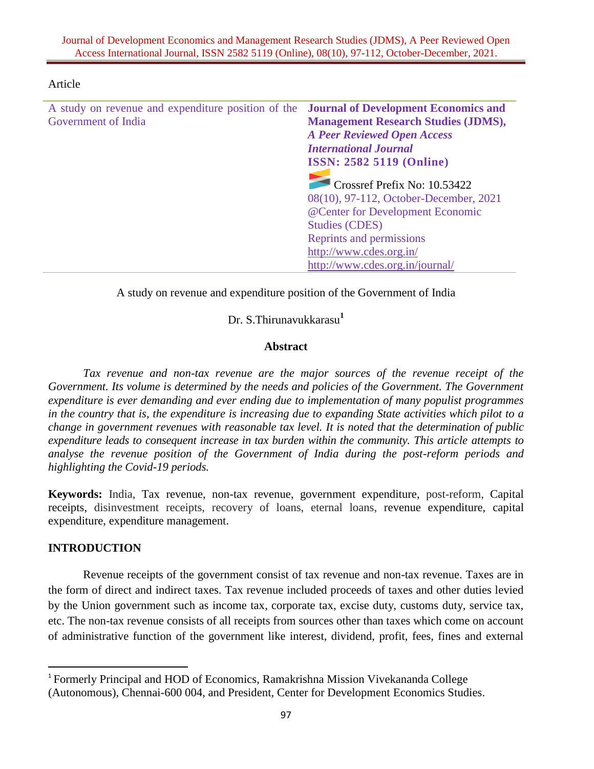Article

| A study on revenue and expenditure position of the Government of India | **Journal of Development Economics and Management Research Studies (JDMS),** ***A Peer Reviewed Open Access International Journal*** **ISSN: 2582 5119 (Online)** Crossref Prefix No: 10.53422 08(10), 97-112, October-December, 2021 @Center for Development Economic Studies (CDES) Reprints and permissions http://www.cdes.org.in/ http://www.cdes.org.in/journal/ |
|---|---|

A study on revenue and expenditure position of the Government of India

Dr. S.Thirunavukkarasu[1]

## Abstract

*Tax revenue and non-tax revenue are the major sources of the revenue receipt of the Government. Its volume is determined by the needs and policies of the Government. The Government expenditure is ever demanding and ever ending due to implementation of many populist programmes in the country that is, the expenditure is increasing due to expanding State activities which pilot to a change in government revenues with reasonable tax level. It is noted that the determination of public expenditure leads to consequent increase in tax burden within the community. This article attempts to analyse the revenue position of the Government of India during the post-reform periods and highlighting the Covid-19 periods.*

**Keywords:** India, Tax revenue, non-tax revenue, government expenditure, post-reform, Capital receipts, disinvestment receipts, recovery of loans, eternal loans, revenue expenditure, capital expenditure, expenditure management.

## INTRODUCTION

Revenue receipts of the government consist of tax revenue and non-tax revenue. Taxes are in the form of direct and indirect taxes. Tax revenue included proceeds of taxes and other duties levied by the Union government such as income tax, corporate tax, excise duty, customs duty, service tax, etc. The non-tax revenue consists of all receipts from sources other than taxes which come on account of administrative function of the government like interest, dividend, profit, fees, fines and external

[1] Formerly Principal and HOD of Economics, Ramakrishna Mission Vivekananda College (Autonomous), Chennai-600 004, and President, Center for Development Economics Studies.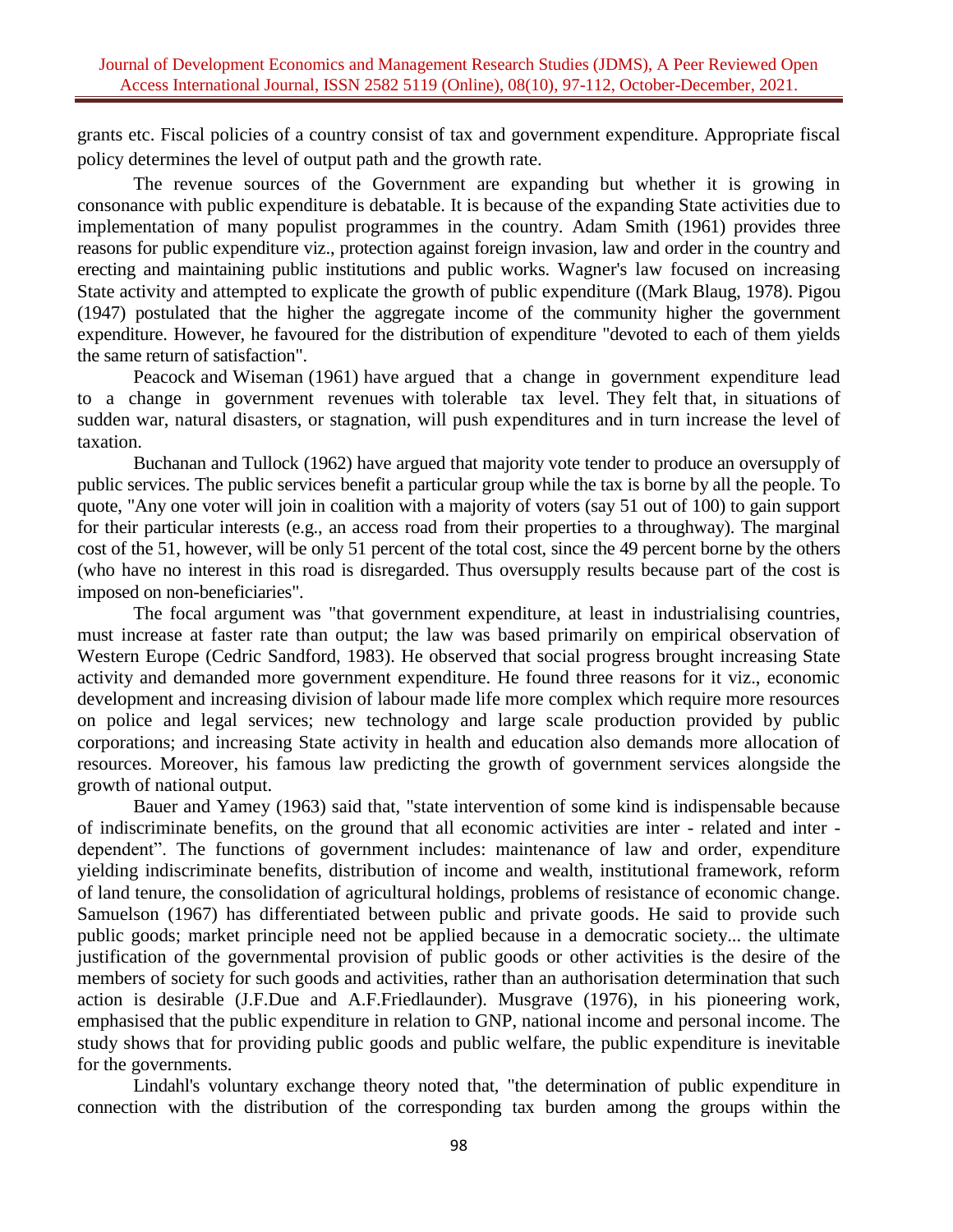grants etc. Fiscal policies of a country consist of tax and government expenditure. Appropriate fiscal policy determines the level of output path and the growth rate.

The revenue sources of the Government are expanding but whether it is growing in consonance with public expenditure is debatable. It is because of the expanding State activities due to implementation of many populist programmes in the country. Adam Smith (1961) provides three reasons for public expenditure viz., protection against foreign invasion, law and order in the country and erecting and maintaining public institutions and public works. Wagner's law focused on increasing State activity and attempted to explicate the growth of public expenditure ((Mark Blaug, 1978). Pigou (1947) postulated that the higher the aggregate income of the community higher the government expenditure. However, he favoured for the distribution of expenditure "devoted to each of them yields the same return of satisfaction".

Peacock and Wiseman (1961) have argued that a change in government expenditure lead to a change in government revenues with tolerable tax level. They felt that, in situations of sudden war, natural disasters, or stagnation, will push expenditures and in turn increase the level of taxation.

Buchanan and Tullock (1962) have argued that majority vote tender to produce an oversupply of public services. The public services benefit a particular group while the tax is borne by all the people. To quote, "Any one voter will join in coalition with a majority of voters (say 51 out of 100) to gain support for their particular interests (e.g., an access road from their properties to a throughway). The marginal cost of the 51, however, will be only 51 percent of the total cost, since the 49 percent borne by the others (who have no interest in this road is disregarded. Thus oversupply results because part of the cost is imposed on non-beneficiaries".

The focal argument was "that government expenditure, at least in industrialising countries, must increase at faster rate than output; the law was based primarily on empirical observation of Western Europe (Cedric Sandford, 1983). He observed that social progress brought increasing State activity and demanded more government expenditure. He found three reasons for it viz., economic development and increasing division of labour made life more complex which require more resources on police and legal services; new technology and large scale production provided by public corporations; and increasing State activity in health and education also demands more allocation of resources. Moreover, his famous law predicting the growth of government services alongside the growth of national output.

Bauer and Yamey (1963) said that, "state intervention of some kind is indispensable because of indiscriminate benefits, on the ground that all economic activities are inter - related and inter - dependent". The functions of government includes: maintenance of law and order, expenditure yielding indiscriminate benefits, distribution of income and wealth, institutional framework, reform of land tenure, the consolidation of agricultural holdings, problems of resistance of economic change. Samuelson (1967) has differentiated between public and private goods. He said to provide such public goods; market principle need not be applied because in a democratic society... the ultimate justification of the governmental provision of public goods or other activities is the desire of the members of society for such goods and activities, rather than an authorisation determination that such action is desirable (J.F.Due and A.F.Friedlaunder). Musgrave (1976), in his pioneering work, emphasised that the public expenditure in relation to GNP, national income and personal income. The study shows that for providing public goods and public welfare, the public expenditure is inevitable for the governments.

Lindahl's voluntary exchange theory noted that, "the determination of public expenditure in connection with the distribution of the corresponding tax burden among the groups within the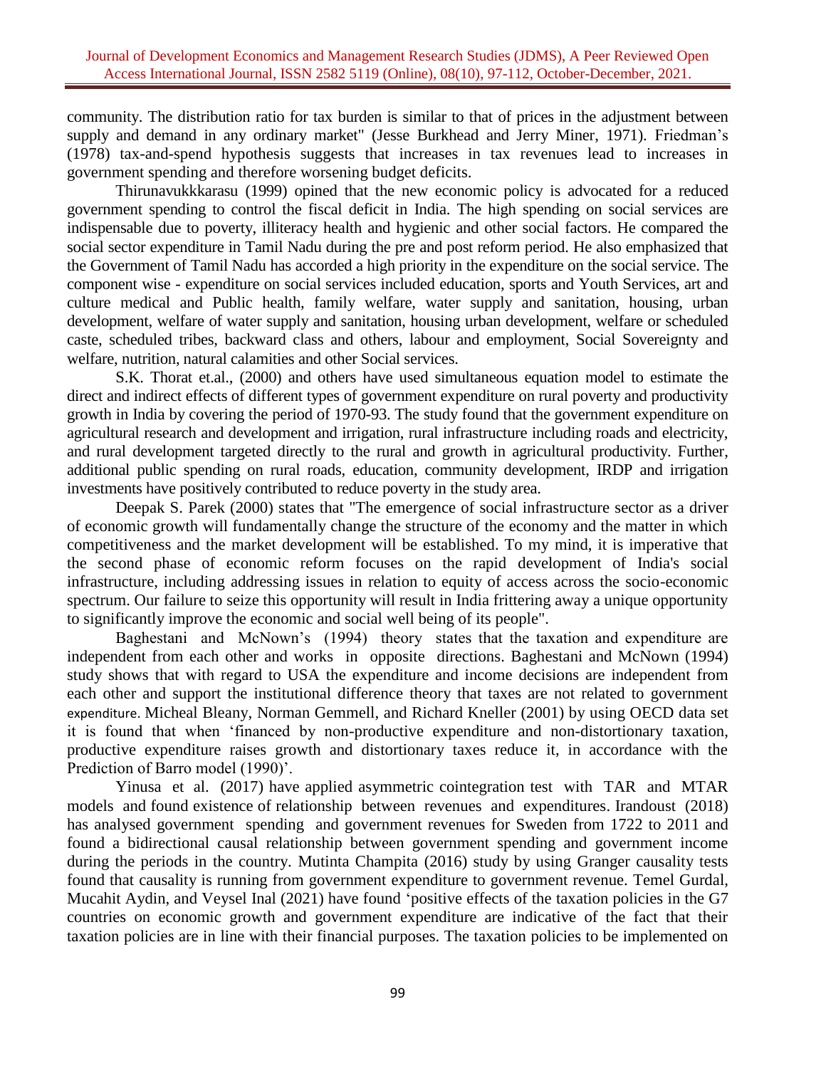community. The distribution ratio for tax burden is similar to that of prices in the adjustment between supply and demand in any ordinary market" (Jesse Burkhead and Jerry Miner, 1971). Friedman's (1978) tax-and-spend hypothesis suggests that increases in tax revenues lead to increases in government spending and therefore worsening budget deficits.

Thirunavukkkarasu (1999) opined that the new economic policy is advocated for a reduced government spending to control the fiscal deficit in India. The high spending on social services are indispensable due to poverty, illiteracy health and hygienic and other social factors. He compared the social sector expenditure in Tamil Nadu during the pre and post reform period. He also emphasized that the Government of Tamil Nadu has accorded a high priority in the expenditure on the social service. The component wise - expenditure on social services included education, sports and Youth Services, art and culture medical and Public health, family welfare, water supply and sanitation, housing, urban development, welfare of water supply and sanitation, housing urban development, welfare or scheduled caste, scheduled tribes, backward class and others, labour and employment, Social Sovereignty and welfare, nutrition, natural calamities and other Social services.

S.K. Thorat et.al., (2000) and others have used simultaneous equation model to estimate the direct and indirect effects of different types of government expenditure on rural poverty and productivity growth in India by covering the period of 1970-93. The study found that the government expenditure on agricultural research and development and irrigation, rural infrastructure including roads and electricity, and rural development targeted directly to the rural and growth in agricultural productivity. Further, additional public spending on rural roads, education, community development, IRDP and irrigation investments have positively contributed to reduce poverty in the study area.

Deepak S. Parek (2000) states that "The emergence of social infrastructure sector as a driver of economic growth will fundamentally change the structure of the economy and the matter in which competitiveness and the market development will be established. To my mind, it is imperative that the second phase of economic reform focuses on the rapid development of India's social infrastructure, including addressing issues in relation to equity of access across the socio-economic spectrum. Our failure to seize this opportunity will result in India frittering away a unique opportunity to significantly improve the economic and social well being of its people".

Baghestani and McNown's (1994) theory states that the taxation and expenditure are independent from each other and works in opposite directions. Baghestani and McNown (1994) study shows that with regard to USA the expenditure and income decisions are independent from each other and support the institutional difference theory that taxes are not related to government expenditure. Micheal Bleany, Norman Gemmell, and Richard Kneller (2001) by using OECD data set it is found that when 'financed by non-productive expenditure and non-distortionary taxation, productive expenditure raises growth and distortionary taxes reduce it, in accordance with the Prediction of Barro model (1990)'.

Yinusa et al. (2017) have applied asymmetric cointegration test with TAR and MTAR models and found existence of relationship between revenues and expenditures. Irandoust (2018) has analysed government spending and government revenues for Sweden from 1722 to 2011 and found a bidirectional causal relationship between government spending and government income during the periods in the country. Mutinta Champita (2016) study by using Granger causality tests found that causality is running from government expenditure to government revenue. Temel Gurdal, Mucahit Aydin, and Veysel Inal (2021) have found 'positive effects of the taxation policies in the G7 countries on economic growth and government expenditure are indicative of the fact that their taxation policies are in line with their financial purposes. The taxation policies to be implemented on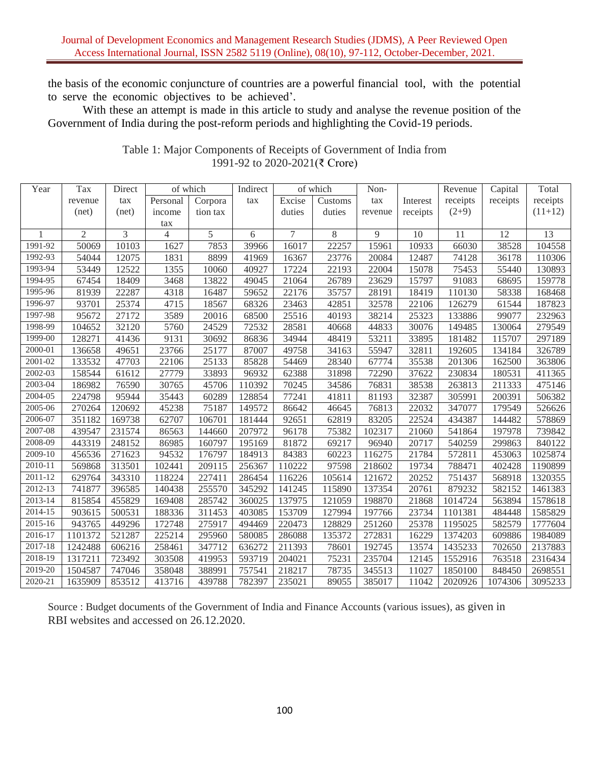the basis of the economic conjuncture of countries are a powerful financial tool, with the potential to serve the economic objectives to be achieved'.

With these an attempt is made in this article to study and analyse the revenue position of the Government of India during the post-reform periods and highlighting the Covid-19 periods.

Table 1: Major Components of Receipts of Government of India from 1991-92 to 2020-2021(₹ Crore)

| Year | Tax revenue (net) | Direct tax (net) | of which | | Indirect tax | of which | | Non-tax revenue | Interest receipts | Revenue receipts (2+9) | Capital receipts | Total receipts (11+12) |
|---|---|---|---|---|---|---|---|---|---|---|---|---|
| | | | Personal income tax | Corporation tax | | Excise duties | Customs duties | | | | | |
| 1 | 2 | 3 | 4 | 5 | 6 | 7 | 8 | 9 | 10 | 11 | 12 | 13 |
| 1991-92 | 50069 | 10103 | 1627 | 7853 | 39966 | 16017 | 22257 | 15961 | 10933 | 66030 | 38528 | 104558 |
| 1992-93 | 54044 | 12075 | 1831 | 8899 | 41969 | 16367 | 23776 | 20084 | 12487 | 74128 | 36178 | 110306 |
| 1993-94 | 53449 | 12522 | 1355 | 10060 | 40927 | 17224 | 22193 | 22004 | 15078 | 75453 | 55440 | 130893 |
| 1994-95 | 67454 | 18409 | 3468 | 13822 | 49045 | 21064 | 26789 | 23629 | 15797 | 91083 | 68695 | 159778 |
| 1995-96 | 81939 | 22287 | 4318 | 16487 | 59652 | 22176 | 35757 | 28191 | 18419 | 110130 | 58338 | 168468 |
| 1996-97 | 93701 | 25374 | 4715 | 18567 | 68326 | 23463 | 42851 | 32578 | 22106 | 126279 | 61544 | 187823 |
| 1997-98 | 95672 | 27172 | 3589 | 20016 | 68500 | 25516 | 40193 | 38214 | 25323 | 133886 | 99077 | 232963 |
| 1998-99 | 104652 | 32120 | 5760 | 24529 | 72532 | 28581 | 40668 | 44833 | 30076 | 149485 | 130064 | 279549 |
| 1999-00 | 128271 | 41436 | 9131 | 30692 | 86836 | 34944 | 48419 | 53211 | 33895 | 181482 | 115707 | 297189 |
| 2000-01 | 136658 | 49651 | 23766 | 25177 | 87007 | 49758 | 34163 | 55947 | 32811 | 192605 | 134184 | 326789 |
| 2001-02 | 133532 | 47703 | 22106 | 25133 | 85828 | 54469 | 28340 | 67774 | 35538 | 201306 | 162500 | 363806 |
| 2002-03 | 158544 | 61612 | 27779 | 33893 | 96932 | 62388 | 31898 | 72290 | 37622 | 230834 | 180531 | 411365 |
| 2003-04 | 186982 | 76590 | 30765 | 45706 | 110392 | 70245 | 34586 | 76831 | 38538 | 263813 | 211333 | 475146 |
| 2004-05 | 224798 | 95944 | 35443 | 60289 | 128854 | 77241 | 41811 | 81193 | 32387 | 305991 | 200391 | 506382 |
| 2005-06 | 270264 | 120692 | 45238 | 75187 | 149572 | 86642 | 46645 | 76813 | 22032 | 347077 | 179549 | 526626 |
| 2006-07 | 351182 | 169738 | 62707 | 106701 | 181444 | 92651 | 62819 | 83205 | 22524 | 434387 | 144482 | 578869 |
| 2007-08 | 439547 | 231574 | 86563 | 144660 | 207972 | 96178 | 75382 | 102317 | 21060 | 541864 | 197978 | 739842 |
| 2008-09 | 443319 | 248152 | 86985 | 160797 | 195169 | 81872 | 69217 | 96940 | 20717 | 540259 | 299863 | 840122 |
| 2009-10 | 456536 | 271623 | 94532 | 176797 | 184913 | 84383 | 60223 | 116275 | 21784 | 572811 | 453063 | 1025874 |
| 2010-11 | 569868 | 313501 | 102441 | 209115 | 256367 | 110222 | 97598 | 218602 | 19734 | 788471 | 402428 | 1190899 |
| 2011-12 | 629764 | 343310 | 118224 | 227411 | 286454 | 116226 | 105614 | 121672 | 20252 | 751437 | 568918 | 1320355 |
| 2012-13 | 741877 | 396585 | 140438 | 255570 | 345292 | 141245 | 115890 | 137354 | 20761 | 879232 | 582152 | 1461383 |
| 2013-14 | 815854 | 455829 | 169408 | 285742 | 360025 | 137975 | 121059 | 198870 | 21868 | 1014724 | 563894 | 1578618 |
| 2014-15 | 903615 | 500531 | 188336 | 311453 | 403085 | 153709 | 127994 | 197766 | 23734 | 1101381 | 484448 | 1585829 |
| 2015-16 | 943765 | 449296 | 172748 | 275917 | 494469 | 220473 | 128829 | 251260 | 25378 | 1195025 | 582579 | 1777604 |
| 2016-17 | 1101372 | 521287 | 225214 | 295960 | 580085 | 286088 | 135372 | 272831 | 16229 | 1374203 | 609886 | 1984089 |
| 2017-18 | 1242488 | 606216 | 258461 | 347712 | 636272 | 211393 | 78601 | 192745 | 13574 | 1435233 | 702650 | 2137883 |
| 2018-19 | 1317211 | 723492 | 303508 | 419953 | 593719 | 204021 | 75231 | 235704 | 12145 | 1552916 | 763518 | 2316434 |
| 2019-20 | 1504587 | 747046 | 358048 | 388991 | 757541 | 218217 | 78735 | 345513 | 11027 | 1850100 | 848450 | 2698551 |
| 2020-21 | 1635909 | 853512 | 413716 | 439788 | 782397 | 235021 | 89055 | 385017 | 11042 | 2020926 | 1074306 | 3095233 |

Source : Budget documents of the Government of India and Finance Accounts (various issues), as given in RBI websites and accessed on 26.12.2020.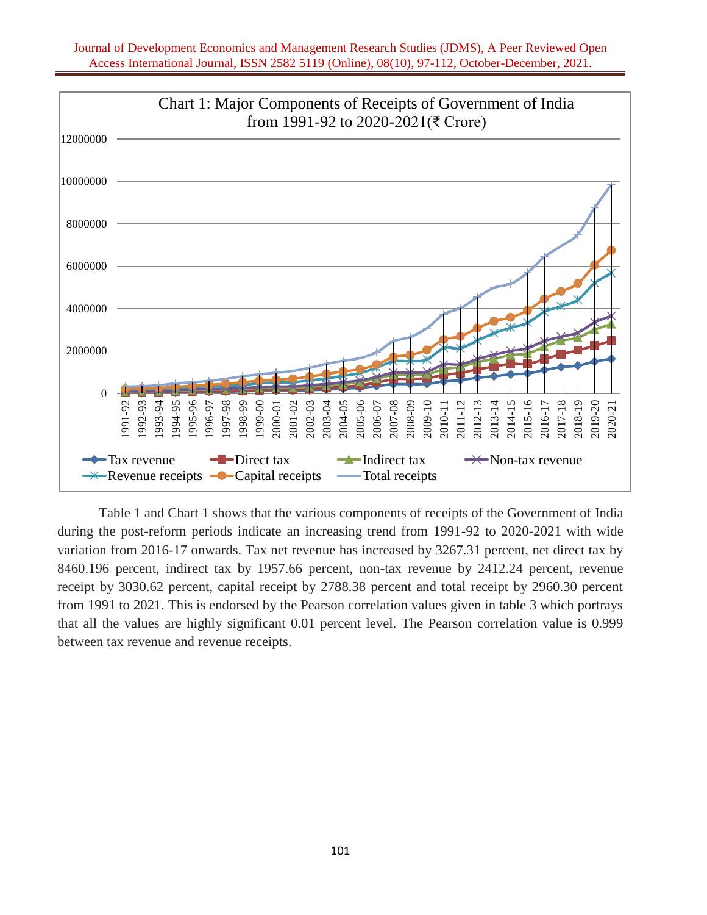Chart 1: Major Components of Receipts of Government of India from 1991-92 to 2020-2021(₹ Crore)

Table 1 and Chart 1 shows that the various components of receipts of the Government of India during the post-reform periods indicate an increasing trend from 1991-92 to 2020-2021 with wide variation from 2016-17 onwards. Tax net revenue has increased by 3267.31 percent, net direct tax by 8460.196 percent, indirect tax by 1957.66 percent, non-tax revenue by 2412.24 percent, revenue receipt by 3030.62 percent, capital receipt by 2788.38 percent and total receipt by 2960.30 percent from 1991 to 2021. This is endorsed by the Pearson correlation values given in table 3 which portrays that all the values are highly significant 0.01 percent level. The Pearson correlation value is 0.999 between tax revenue and revenue receipts.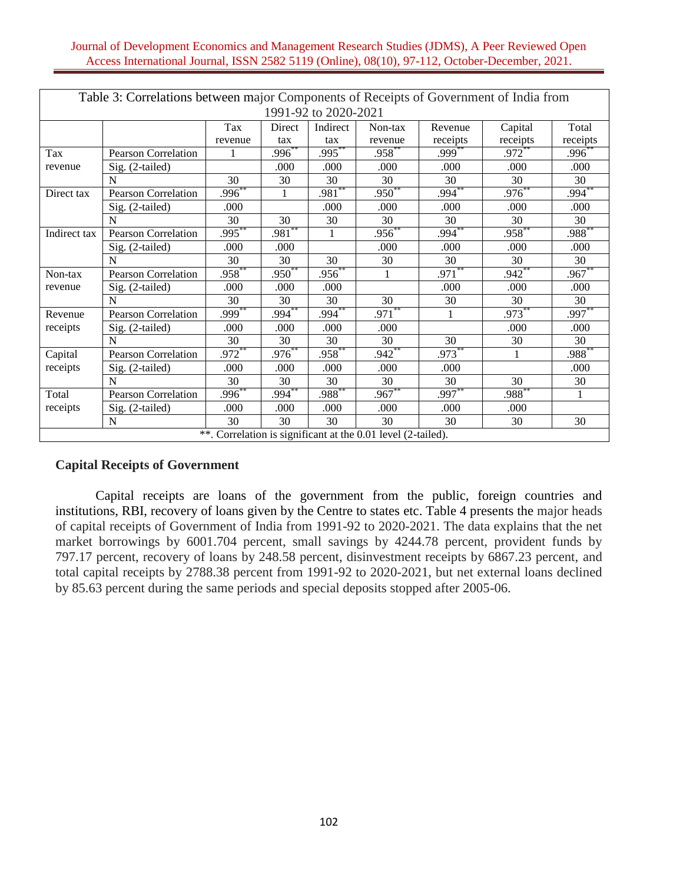| Table 3: Correlations between major Components of Receipts of Government of India from 1991-92 to 2020-2021 | | | | | | | | |
|---|---|---|---|---|---|---|---|---|
| | | Tax revenue | Direct tax | Indirect tax | Non-tax revenue | Revenue receipts | Capital receipts | Total receipts |
| Tax revenue | Pearson Correlation | 1 | .996** | .995** | .958** | .999** | .972** | .996** |
| | Sig. (2-tailed) | | .000 | .000 | .000 | .000 | .000 | .000 |
| | N | 30 | 30 | 30 | 30 | 30 | 30 | 30 |
| Direct tax | Pearson Correlation | .996** | 1 | .981** | .950** | .994** | .976** | .994** |
| | Sig. (2-tailed) | .000 | | .000 | .000 | .000 | .000 | .000 |
| | N | 30 | 30 | 30 | 30 | 30 | 30 | 30 |
| Indirect tax | Pearson Correlation | .995** | .981** | 1 | .956** | .994** | .958** | .988** |
| | Sig. (2-tailed) | .000 | .000 | | .000 | .000 | .000 | .000 |
| | N | 30 | 30 | 30 | 30 | 30 | 30 | 30 |
| Non-tax revenue | Pearson Correlation | .958** | .950** | .956** | 1 | .971** | .942** | .967** |
| | Sig. (2-tailed) | .000 | .000 | .000 | | .000 | .000 | .000 |
| | N | 30 | 30 | 30 | 30 | 30 | 30 | 30 |
| Revenue receipts | Pearson Correlation | .999** | .994** | .994** | .971** | 1 | .973** | .997** |
| | Sig. (2-tailed) | .000 | .000 | .000 | .000 | | .000 | .000 |
| | N | 30 | 30 | 30 | 30 | 30 | 30 | 30 |
| Capital receipts | Pearson Correlation | .972** | .976** | .958** | .942** | .973** | 1 | .988** |
| | Sig. (2-tailed) | .000 | .000 | .000 | .000 | .000 | | .000 |
| | N | 30 | 30 | 30 | 30 | 30 | 30 | 30 |
| Total receipts | Pearson Correlation | .996** | .994** | .988** | .967** | .997** | .988** | 1 |
| | Sig. (2-tailed) | .000 | .000 | .000 | .000 | .000 | .000 | |
| | N | 30 | 30 | 30 | 30 | 30 | 30 | 30 |
| **. Correlation is significant at the 0.01 level (2-tailed). | | | | | | | | |

### Capital Receipts of Government

Capital receipts are loans of the government from the public, foreign countries and institutions, RBI, recovery of loans given by the Centre to states etc. Table 4 presents the major heads of capital receipts of Government of India from 1991-92 to 2020-2021. The data explains that the net market borrowings by 6001.704 percent, small savings by 4244.78 percent, provident funds by 797.17 percent, recovery of loans by 248.58 percent, disinvestment receipts by 6867.23 percent, and total capital receipts by 2788.38 percent from 1991-92 to 2020-2021, but net external loans declined by 85.63 percent during the same periods and special deposits stopped after 2005-06.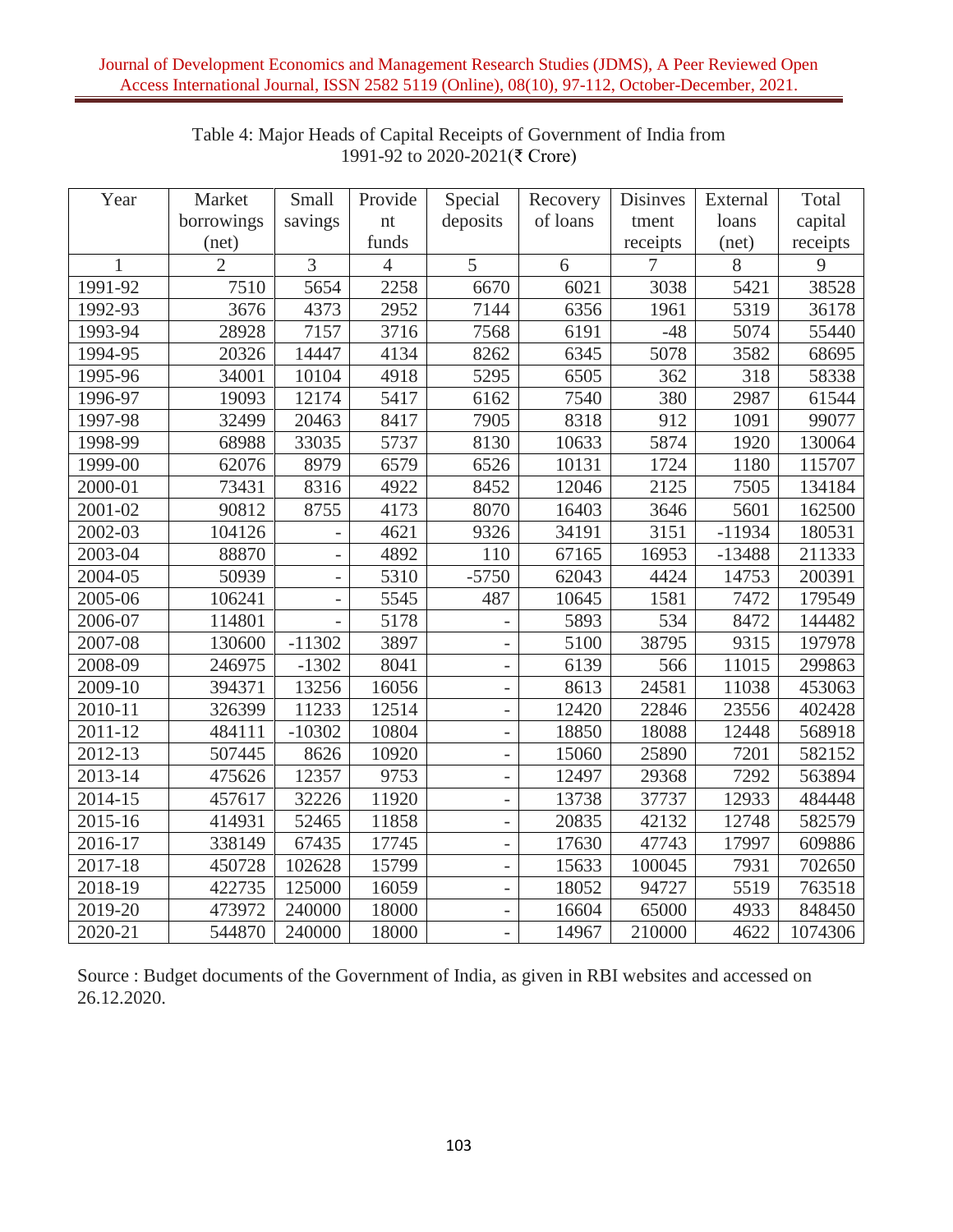Table 4: Major Heads of Capital Receipts of Government of India from 1991-92 to 2020-2021(₹ Crore)

| Year | Market borrowings (net) | Small savings | Provident funds | Special deposits | Recovery of loans | Disinvestment receipts | External loans (net) | Total capital receipts |
|---|---|---|---|---|---|---|---|---|
| 1 | 2 | 3 | 4 | 5 | 6 | 7 | 8 | 9 |
| 1991-92 | 7510 | 5654 | 2258 | 6670 | 6021 | 3038 | 5421 | 38528 |
| 1992-93 | 3676 | 4373 | 2952 | 7144 | 6356 | 1961 | 5319 | 36178 |
| 1993-94 | 28928 | 7157 | 3716 | 7568 | 6191 | -48 | 5074 | 55440 |
| 1994-95 | 20326 | 14447 | 4134 | 8262 | 6345 | 5078 | 3582 | 68695 |
| 1995-96 | 34001 | 10104 | 4918 | 5295 | 6505 | 362 | 318 | 58338 |
| 1996-97 | 19093 | 12174 | 5417 | 6162 | 7540 | 380 | 2987 | 61544 |
| 1997-98 | 32499 | 20463 | 8417 | 7905 | 8318 | 912 | 1091 | 99077 |
| 1998-99 | 68988 | 33035 | 5737 | 8130 | 10633 | 5874 | 1920 | 130064 |
| 1999-00 | 62076 | 8979 | 6579 | 6526 | 10131 | 1724 | 1180 | 115707 |
| 2000-01 | 73431 | 8316 | 4922 | 8452 | 12046 | 2125 | 7505 | 134184 |
| 2001-02 | 90812 | 8755 | 4173 | 8070 | 16403 | 3646 | 5601 | 162500 |
| 2002-03 | 104126 | - | 4621 | 9326 | 34191 | 3151 | -11934 | 180531 |
| 2003-04 | 88870 | - | 4892 | 110 | 67165 | 16953 | -13488 | 211333 |
| 2004-05 | 50939 | - | 5310 | -5750 | 62043 | 4424 | 14753 | 200391 |
| 2005-06 | 106241 | - | 5545 | 487 | 10645 | 1581 | 7472 | 179549 |
| 2006-07 | 114801 | - | 5178 | - | 5893 | 534 | 8472 | 144482 |
| 2007-08 | 130600 | -11302 | 3897 | - | 5100 | 38795 | 9315 | 197978 |
| 2008-09 | 246975 | -1302 | 8041 | - | 6139 | 566 | 11015 | 299863 |
| 2009-10 | 394371 | 13256 | 16056 | - | 8613 | 24581 | 11038 | 453063 |
| 2010-11 | 326399 | 11233 | 12514 | - | 12420 | 22846 | 23556 | 402428 |
| 2011-12 | 484111 | -10302 | 10804 | - | 18850 | 18088 | 12448 | 568918 |
| 2012-13 | 507445 | 8626 | 10920 | - | 15060 | 25890 | 7201 | 582152 |
| 2013-14 | 475626 | 12357 | 9753 | - | 12497 | 29368 | 7292 | 563894 |
| 2014-15 | 457617 | 32226 | 11920 | - | 13738 | 37737 | 12933 | 484448 |
| 2015-16 | 414931 | 52465 | 11858 | - | 20835 | 42132 | 12748 | 582579 |
| 2016-17 | 338149 | 67435 | 17745 | - | 17630 | 47743 | 17997 | 609886 |
| 2017-18 | 450728 | 102628 | 15799 | - | 15633 | 100045 | 7931 | 702650 |
| 2018-19 | 422735 | 125000 | 16059 | - | 18052 | 94727 | 5519 | 763518 |
| 2019-20 | 473972 | 240000 | 18000 | - | 16604 | 65000 | 4933 | 848450 |
| 2020-21 | 544870 | 240000 | 18000 | - | 14967 | 210000 | 4622 | 1074306 |

Source : Budget documents of the Government of India, as given in RBI websites and accessed on 26.12.2020.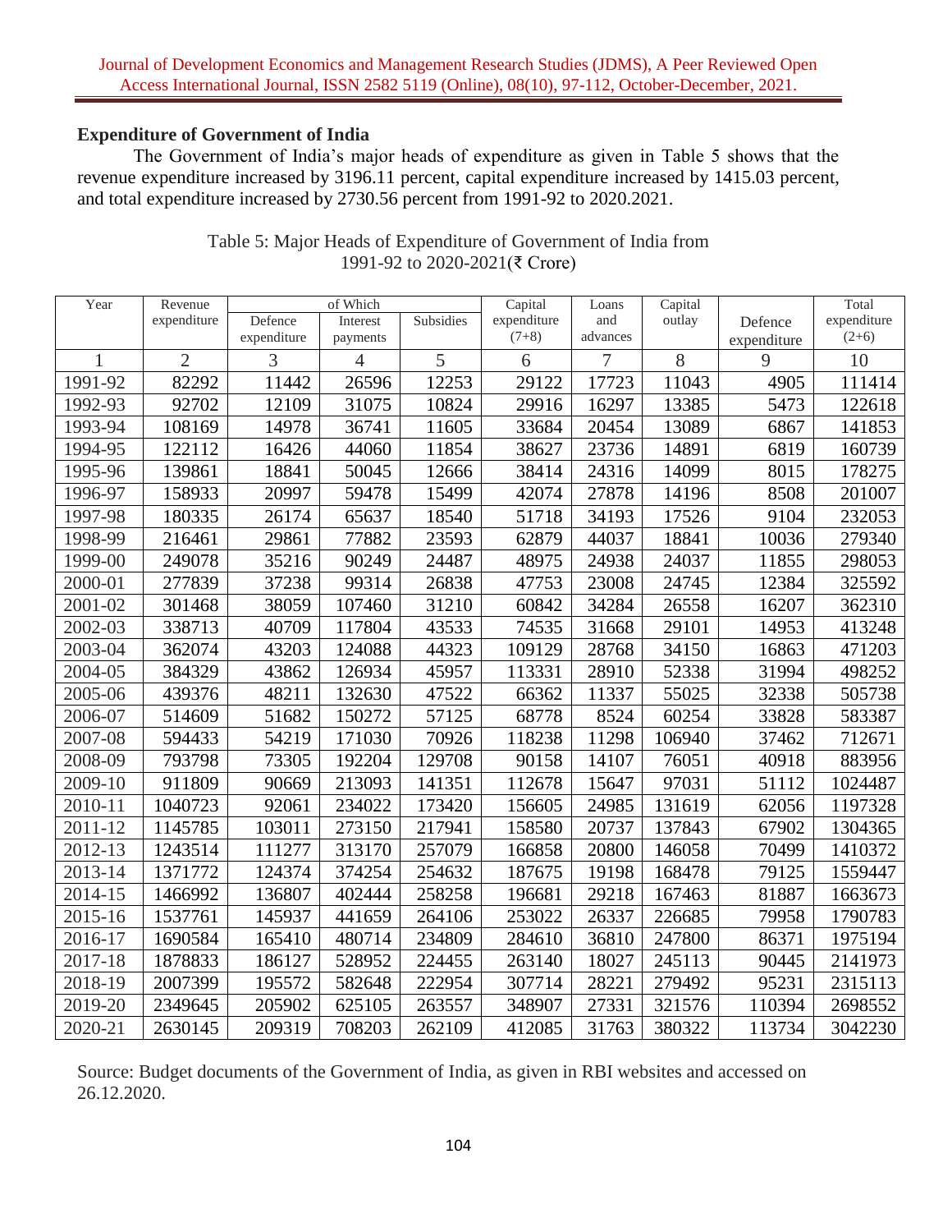## Expenditure of Government of India

The Government of India's major heads of expenditure as given in Table 5 shows that the revenue expenditure increased by 3196.11 percent, capital expenditure increased by 1415.03 percent, and total expenditure increased by 2730.56 percent from 1991-92 to 2020.2021.

Table 5: Major Heads of Expenditure of Government of India from 1991-92 to 2020-2021(₹ Crore)

| Year | Revenue expenditure | of Which | | | Capital expenditure (7+8) | Loans and advances | Capital outlay | Defence expenditure | Total expenditure (2+6) |
|---|---|---|---|---|---|---|---|---|---|
| | | Defence expenditure | Interest payments | Subsidies | | | | | |
| 1 | 2 | 3 | 4 | 5 | 6 | 7 | 8 | 9 | 10 |
| 1991-92 | 82292 | 11442 | 26596 | 12253 | 29122 | 17723 | 11043 | 4905 | 111414 |
| 1992-93 | 92702 | 12109 | 31075 | 10824 | 29916 | 16297 | 13385 | 5473 | 122618 |
| 1993-94 | 108169 | 14978 | 36741 | 11605 | 33684 | 20454 | 13089 | 6867 | 141853 |
| 1994-95 | 122112 | 16426 | 44060 | 11854 | 38627 | 23736 | 14891 | 6819 | 160739 |
| 1995-96 | 139861 | 18841 | 50045 | 12666 | 38414 | 24316 | 14099 | 8015 | 178275 |
| 1996-97 | 158933 | 20997 | 59478 | 15499 | 42074 | 27878 | 14196 | 8508 | 201007 |
| 1997-98 | 180335 | 26174 | 65637 | 18540 | 51718 | 34193 | 17526 | 9104 | 232053 |
| 1998-99 | 216461 | 29861 | 77882 | 23593 | 62879 | 44037 | 18841 | 10036 | 279340 |
| 1999-00 | 249078 | 35216 | 90249 | 24487 | 48975 | 24938 | 24037 | 11855 | 298053 |
| 2000-01 | 277839 | 37238 | 99314 | 26838 | 47753 | 23008 | 24745 | 12384 | 325592 |
| 2001-02 | 301468 | 38059 | 107460 | 31210 | 60842 | 34284 | 26558 | 16207 | 362310 |
| 2002-03 | 338713 | 40709 | 117804 | 43533 | 74535 | 31668 | 29101 | 14953 | 413248 |
| 2003-04 | 362074 | 43203 | 124088 | 44323 | 109129 | 28768 | 34150 | 16863 | 471203 |
| 2004-05 | 384329 | 43862 | 126934 | 45957 | 113331 | 28910 | 52338 | 31994 | 498252 |
| 2005-06 | 439376 | 48211 | 132630 | 47522 | 66362 | 11337 | 55025 | 32338 | 505738 |
| 2006-07 | 514609 | 51682 | 150272 | 57125 | 68778 | 8524 | 60254 | 33828 | 583387 |
| 2007-08 | 594433 | 54219 | 171030 | 70926 | 118238 | 11298 | 106940 | 37462 | 712671 |
| 2008-09 | 793798 | 73305 | 192204 | 129708 | 90158 | 14107 | 76051 | 40918 | 883956 |
| 2009-10 | 911809 | 90669 | 213093 | 141351 | 112678 | 15647 | 97031 | 51112 | 1024487 |
| 2010-11 | 1040723 | 92061 | 234022 | 173420 | 156605 | 24985 | 131619 | 62056 | 1197328 |
| 2011-12 | 1145785 | 103011 | 273150 | 217941 | 158580 | 20737 | 137843 | 67902 | 1304365 |
| 2012-13 | 1243514 | 111277 | 313170 | 257079 | 166858 | 20800 | 146058 | 70499 | 1410372 |
| 2013-14 | 1371772 | 124374 | 374254 | 254632 | 187675 | 19198 | 168478 | 79125 | 1559447 |
| 2014-15 | 1466992 | 136807 | 402444 | 258258 | 196681 | 29218 | 167463 | 81887 | 1663673 |
| 2015-16 | 1537761 | 145937 | 441659 | 264106 | 253022 | 26337 | 226685 | 79958 | 1790783 |
| 2016-17 | 1690584 | 165410 | 480714 | 234809 | 284610 | 36810 | 247800 | 86371 | 1975194 |
| 2017-18 | 1878833 | 186127 | 528952 | 224455 | 263140 | 18027 | 245113 | 90445 | 2141973 |
| 2018-19 | 2007399 | 195572 | 582648 | 222954 | 307714 | 28221 | 279492 | 95231 | 2315113 |
| 2019-20 | 2349645 | 205902 | 625105 | 263557 | 348907 | 27331 | 321576 | 110394 | 2698552 |
| 2020-21 | 2630145 | 209319 | 708203 | 262109 | 412085 | 31763 | 380322 | 113734 | 3042230 |

Source: Budget documents of the Government of India, as given in RBI websites and accessed on 26.12.2020.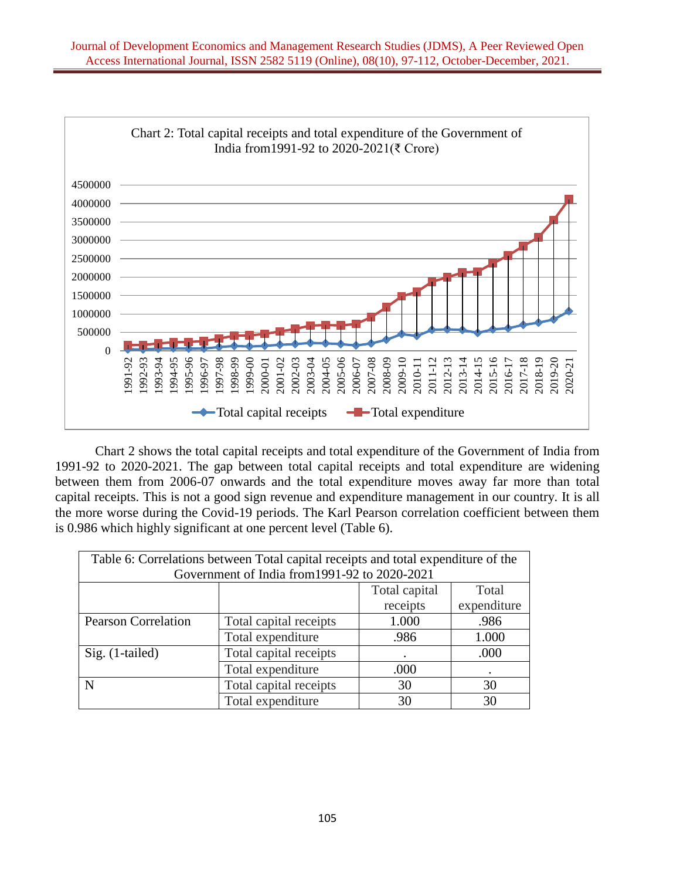Chart 2: Total capital receipts and total expenditure of the Government of India from1991-92 to 2020-2021(₹ Crore)

Chart 2 shows the total capital receipts and total expenditure of the Government of India from 1991-92 to 2020-2021. The gap between total capital receipts and total expenditure are widening between them from 2006-07 onwards and the total expenditure moves away far more than total capital receipts. This is not a good sign revenue and expenditure management in our country. It is all the more worse during the Covid-19 periods. The Karl Pearson correlation coefficient between them is 0.986 which highly significant at one percent level (Table 6).

Table 6: Correlations between Total capital receipts and total expenditure of the Government of India from1991-92 to 2020-2021

| | | Total capital receipts | Total expenditure |
|---|---|---|---|
| Pearson Correlation | Total capital receipts | 1.000 | .986 |
| | Total expenditure | .986 | 1.000 |
| Sig. (1-tailed) | Total capital receipts | . | .000 |
| | Total expenditure | .000 | . |
| N | Total capital receipts | 30 | 30 |
| | Total expenditure | 30 | 30 |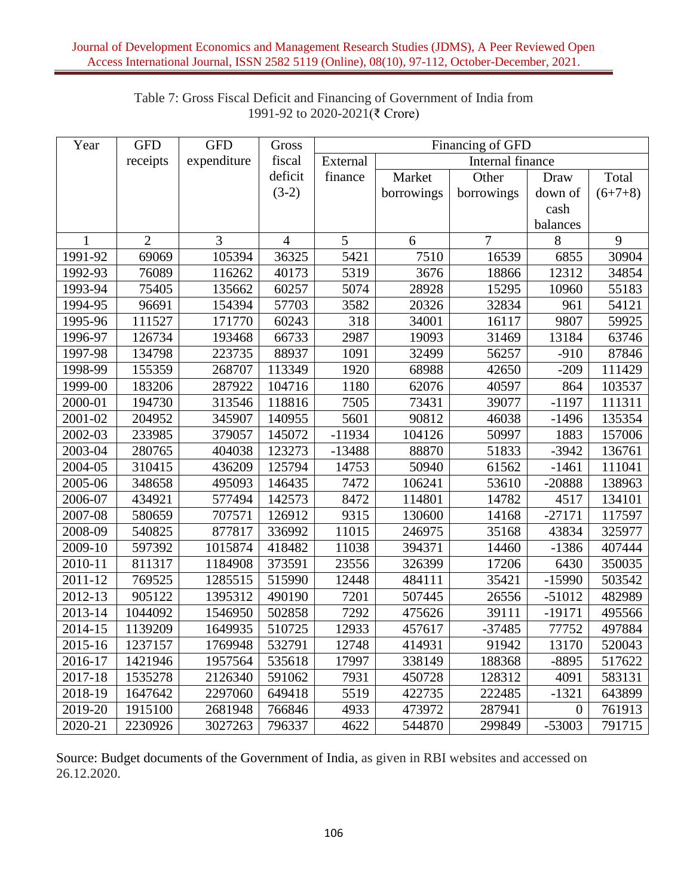Table 7: Gross Fiscal Deficit and Financing of Government of India from 1991-92 to 2020-2021(₹ Crore)

| Year | GFD receipts | GFD expenditure | Gross fiscal deficit (3-2) | Financing of GFD | | | | |
|---|---|---|---|---|---|---|---|---|
| | | | | External finance | Internal finance | | | |
| | | | | | Market borrowings | Other borrowings | Draw down of cash balances | Total (6+7+8) |
| 1 | 2 | 3 | 4 | 5 | 6 | 7 | 8 | 9 |
| 1991-92 | 69069 | 105394 | 36325 | 5421 | 7510 | 16539 | 6855 | 30904 |
| 1992-93 | 76089 | 116262 | 40173 | 5319 | 3676 | 18866 | 12312 | 34854 |
| 1993-94 | 75405 | 135662 | 60257 | 5074 | 28928 | 15295 | 10960 | 55183 |
| 1994-95 | 96691 | 154394 | 57703 | 3582 | 20326 | 32834 | 961 | 54121 |
| 1995-96 | 111527 | 171770 | 60243 | 318 | 34001 | 16117 | 9807 | 59925 |
| 1996-97 | 126734 | 193468 | 66733 | 2987 | 19093 | 31469 | 13184 | 63746 |
| 1997-98 | 134798 | 223735 | 88937 | 1091 | 32499 | 56257 | -910 | 87846 |
| 1998-99 | 155359 | 268707 | 113349 | 1920 | 68988 | 42650 | -209 | 111429 |
| 1999-00 | 183206 | 287922 | 104716 | 1180 | 62076 | 40597 | 864 | 103537 |
| 2000-01 | 194730 | 313546 | 118816 | 7505 | 73431 | 39077 | -1197 | 111311 |
| 2001-02 | 204952 | 345907 | 140955 | 5601 | 90812 | 46038 | -1496 | 135354 |
| 2002-03 | 233985 | 379057 | 145072 | -11934 | 104126 | 50997 | 1883 | 157006 |
| 2003-04 | 280765 | 404038 | 123273 | -13488 | 88870 | 51833 | -3942 | 136761 |
| 2004-05 | 310415 | 436209 | 125794 | 14753 | 50940 | 61562 | -1461 | 111041 |
| 2005-06 | 348658 | 495093 | 146435 | 7472 | 106241 | 53610 | -20888 | 138963 |
| 2006-07 | 434921 | 577494 | 142573 | 8472 | 114801 | 14782 | 4517 | 134101 |
| 2007-08 | 580659 | 707571 | 126912 | 9315 | 130600 | 14168 | -27171 | 117597 |
| 2008-09 | 540825 | 877817 | 336992 | 11015 | 246975 | 35168 | 43834 | 325977 |
| 2009-10 | 597392 | 1015874 | 418482 | 11038 | 394371 | 14460 | -1386 | 407444 |
| 2010-11 | 811317 | 1184908 | 373591 | 23556 | 326399 | 17206 | 6430 | 350035 |
| 2011-12 | 769525 | 1285515 | 515990 | 12448 | 484111 | 35421 | -15990 | 503542 |
| 2012-13 | 905122 | 1395312 | 490190 | 7201 | 507445 | 26556 | -51012 | 482989 |
| 2013-14 | 1044092 | 1546950 | 502858 | 7292 | 475626 | 39111 | -19171 | 495566 |
| 2014-15 | 1139209 | 1649935 | 510725 | 12933 | 457617 | -37485 | 77752 | 497884 |
| 2015-16 | 1237157 | 1769948 | 532791 | 12748 | 414931 | 91942 | 13170 | 520043 |
| 2016-17 | 1421946 | 1957564 | 535618 | 17997 | 338149 | 188368 | -8895 | 517622 |
| 2017-18 | 1535278 | 2126340 | 591062 | 7931 | 450728 | 128312 | 4091 | 583131 |
| 2018-19 | 1647642 | 2297060 | 649418 | 5519 | 422735 | 222485 | -1321 | 643899 |
| 2019-20 | 1915100 | 2681948 | 766846 | 4933 | 473972 | 287941 | 0 | 761913 |
| 2020-21 | 2230926 | 3027263 | 796337 | 4622 | 544870 | 299849 | -53003 | 791715 |

Source: Budget documents of the Government of India, as given in RBI websites and accessed on 26.12.2020.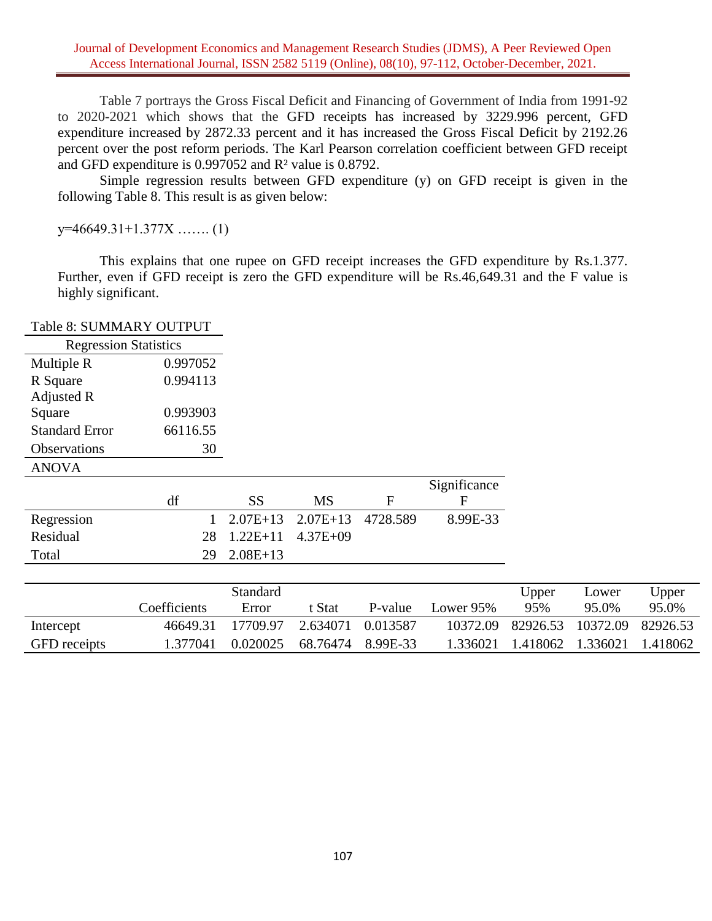Table 7 portrays the Gross Fiscal Deficit and Financing of Government of India from 1991-92 to 2020-2021 which shows that the GFD receipts has increased by 3229.996 percent, GFD expenditure increased by 2872.33 percent and it has increased the Gross Fiscal Deficit by 2192.26 percent over the post reform periods. The Karl Pearson correlation coefficient between GFD receipt and GFD expenditure is 0.997052 and $R^2$ value is 0.8792.

Simple regression results between GFD expenditure (y) on GFD receipt is given in the following Table 8. This result is as given below:

y=46649.31+1.377X ……. (1)

This explains that one rupee on GFD receipt increases the GFD expenditure by Rs.1.377. Further, even if GFD receipt is zero the GFD expenditure will be Rs.46,649.31 and the F value is highly significant.

Table 8: SUMMARY OUTPUT

| Regression Statistics | |
|---|---|
| Multiple R | 0.997052 |
| R Square | 0.994113 |
| Adjusted R Square | 0.993903 |
| Standard Error | 66116.55 |
| Observations | 30 |

ANOVA

| | df | SS | MS | F | Significance F |
|---|---|---|---|---|---|
| Regression | 1 | 2.07E+13 | 2.07E+13 | 4728.589 | 8.99E-33 |
| Residual | 28 | 1.22E+11 | 4.37E+09 | | |
| Total | 29 | 2.08E+13 | | | |

| | Coefficients | Standard Error | t Stat | P-value | Lower 95% | Upper 95% | Lower 95.0% | Upper 95.0% |
|---|---|---|---|---|---|---|---|---|
| Intercept | 46649.31 | 17709.97 | 2.634071 | 0.013587 | 10372.09 | 82926.53 | 10372.09 | 82926.53 |
| GFD receipts | 1.377041 | 0.020025 | 68.76474 | 8.99E-33 | 1.336021 | 1.418062 | 1.336021 | 1.418062 |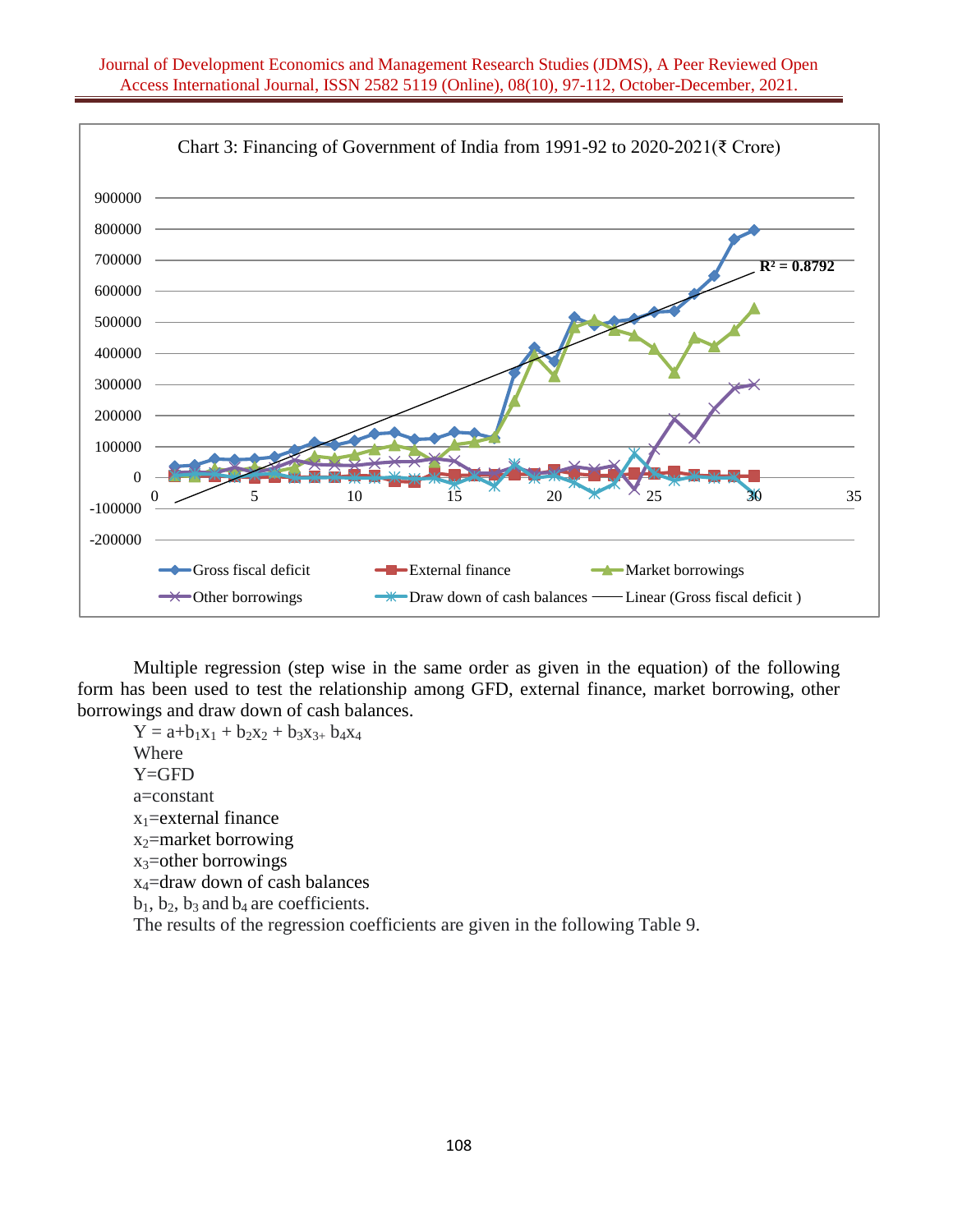Chart 3: Financing of Government of India from 1991-92 to 2020-2021(₹ Crore)

Multiple regression (step wise in the same order as given in the equation) of the following form has been used to test the relationship among GFD, external finance, market borrowing, other borrowings and draw down of cash balances.

$Y = a+b_1x_1 + b_2x_2 + b_3x_{3+} b_4x_4$

Where

Y=GFD

a=constant

$x_1$=external finance

$x_2$=market borrowing

$x_3$=other borrowings

$x_4$=draw down of cash balances

$b_1$, $b_2$, $b_3$ and $b_4$ are coefficients.

The results of the regression coefficients are given in the following Table 9.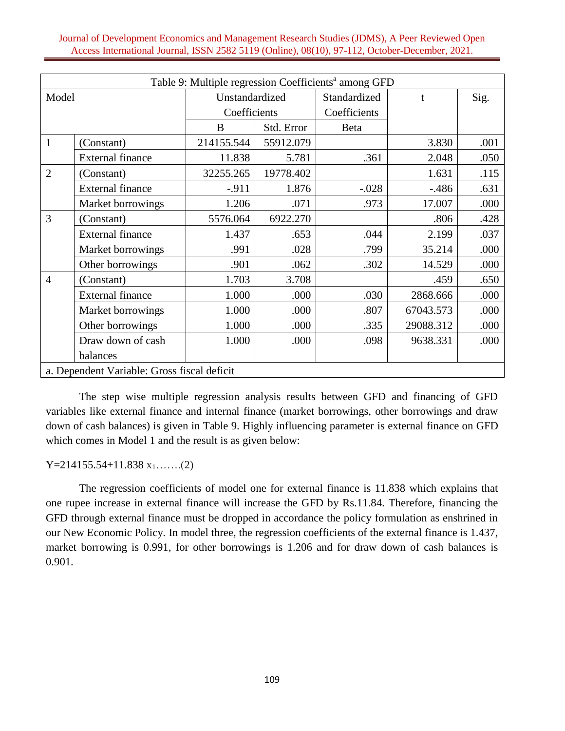| Table 9: Multiple regression Coefficients[a] among GFD | | | | | | |
|---|---|---|---|---|---|---|
| Model | | Unstandardized Coefficients | | Standardized Coefficients | t | Sig. |
| | | B | Std. Error | Beta | | |
| 1 | (Constant) | 214155.544 | 55912.079 | | 3.830 | .001 |
| | External finance | 11.838 | 5.781 | .361 | 2.048 | .050 |
| 2 | (Constant) | 32255.265 | 19778.402 | | 1.631 | .115 |
| | External finance | -.911 | 1.876 | -.028 | -.486 | .631 |
| | Market borrowings | 1.206 | .071 | .973 | 17.007 | .000 |
| 3 | (Constant) | 5576.064 | 6922.270 | | .806 | .428 |
| | External finance | 1.437 | .653 | .044 | 2.199 | .037 |
| | Market borrowings | .991 | .028 | .799 | 35.214 | .000 |
| | Other borrowings | .901 | .062 | .302 | 14.529 | .000 |
| 4 | (Constant) | 1.703 | 3.708 | | .459 | .650 |
| | External finance | 1.000 | .000 | .030 | 2868.666 | .000 |
| | Market borrowings | 1.000 | .000 | .807 | 67043.573 | .000 |
| | Other borrowings | 1.000 | .000 | .335 | 29088.312 | .000 |
| | Draw down of cash balances | 1.000 | .000 | .098 | 9638.331 | .000 |
| a. Dependent Variable: Gross fiscal deficit | | | | | | |

The step wise multiple regression analysis results between GFD and financing of GFD variables like external finance and internal finance (market borrowings, other borrowings and draw down of cash balances) is given in Table 9. Highly influencing parameter is external finance on GFD which comes in Model 1 and the result is as given below:

$Y=214155.54+11.838\ x_1$…….(2)

The regression coefficients of model one for external finance is 11.838 which explains that one rupee increase in external finance will increase the GFD by Rs.11.84. Therefore, financing the GFD through external finance must be dropped in accordance the policy formulation as enshrined in our New Economic Policy. In model three, the regression coefficients of the external finance is 1.437, market borrowing is 0.991, for other borrowings is 1.206 and for draw down of cash balances is 0.901.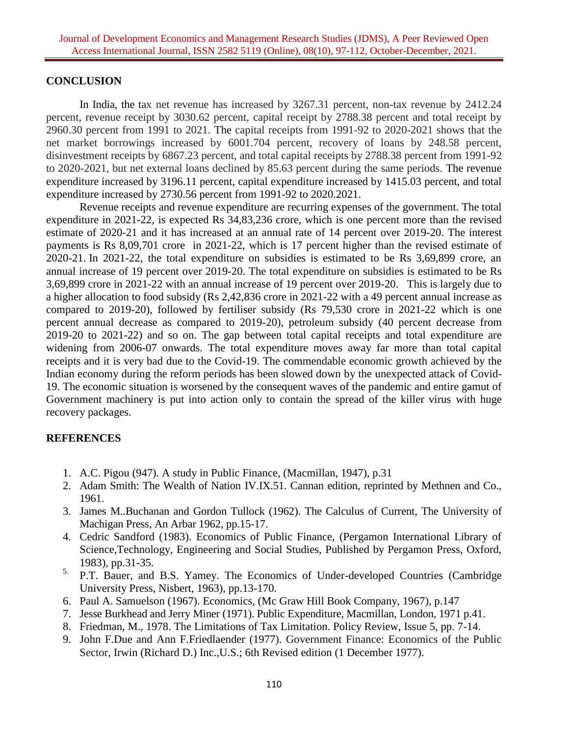## CONCLUSION

In India, the tax net revenue has increased by 3267.31 percent, non-tax revenue by 2412.24 percent, revenue receipt by 3030.62 percent, capital receipt by 2788.38 percent and total receipt by 2960.30 percent from 1991 to 2021. The capital receipts from 1991-92 to 2020-2021 shows that the net market borrowings increased by 6001.704 percent, recovery of loans by 248.58 percent, disinvestment receipts by 6867.23 percent, and total capital receipts by 2788.38 percent from 1991-92 to 2020-2021, but net external loans declined by 85.63 percent during the same periods. The revenue expenditure increased by 3196.11 percent, capital expenditure increased by 1415.03 percent, and total expenditure increased by 2730.56 percent from 1991-92 to 2020.2021.

Revenue receipts and revenue expenditure are recurring expenses of the government. The total expenditure in 2021-22, is expected Rs 34,83,236 crore, which is one percent more than the revised estimate of 2020-21 and it has increased at an annual rate of 14 percent over 2019-20. The interest payments is Rs 8,09,701 crore in 2021-22, which is 17 percent higher than the revised estimate of 2020-21. In 2021-22, the total expenditure on subsidies is estimated to be Rs 3,69,899 crore, an annual increase of 19 percent over 2019-20. The total expenditure on subsidies is estimated to be Rs 3,69,899 crore in 2021-22 with an annual increase of 19 percent over 2019-20. This is largely due to a higher allocation to food subsidy (Rs 2,42,836 crore in 2021-22 with a 49 percent annual increase as compared to 2019-20), followed by fertiliser subsidy (Rs 79,530 crore in 2021-22 which is one percent annual decrease as compared to 2019-20), petroleum subsidy (40 percent decrease from 2019-20 to 2021-22) and so on. The gap between total capital receipts and total expenditure are widening from 2006-07 onwards. The total expenditure moves away far more than total capital receipts and it is very bad due to the Covid-19. The commendable economic growth achieved by the Indian economy during the reform periods has been slowed down by the unexpected attack of Covid-19. The economic situation is worsened by the consequent waves of the pandemic and entire gamut of Government machinery is put into action only to contain the spread of the killer virus with huge recovery packages.

## REFERENCES

1. A.C. Pigou (947). A study in Public Finance, (Macmillan, 1947), p.31
2. Adam Smith: The Wealth of Nation IV.IX.51. Cannan edition, reprinted by Methnen and Co., 1961.
3. James M..Buchanan and Gordon Tullock (1962). The Calculus of Current, The University of Machigan Press, An Arbar 1962, pp.15-17.
4. Cedric Sandford (1983). Economics of Public Finance, (Pergamon International Library of Science,Technology, Engineering and Social Studies, Published by Pergamon Press, Oxford, 1983), pp.31-35.
5. P.T. Bauer, and B.S. Yamey. The Economics of Under-developed Countries (Cambridge University Press, Nisbert, 1963), pp.13-170.
6. Paul A. Samuelson (1967). Economics, (Mc Graw Hill Book Company, 1967), p.147
7. Jesse Burkhead and Jerry Miner (1971). Public Expenditure, Macmillan, London, 1971 p.41.
8. Friedman, M., 1978. The Limitations of Tax Limitation. Policy Review, Issue 5, pp. 7-14.
9. John F.Due and Ann F.Friedlaender (1977). Government Finance: Economics of the Public Sector, Irwin (Richard D.) Inc.,U.S.; 6th Revised edition (1 December 1977).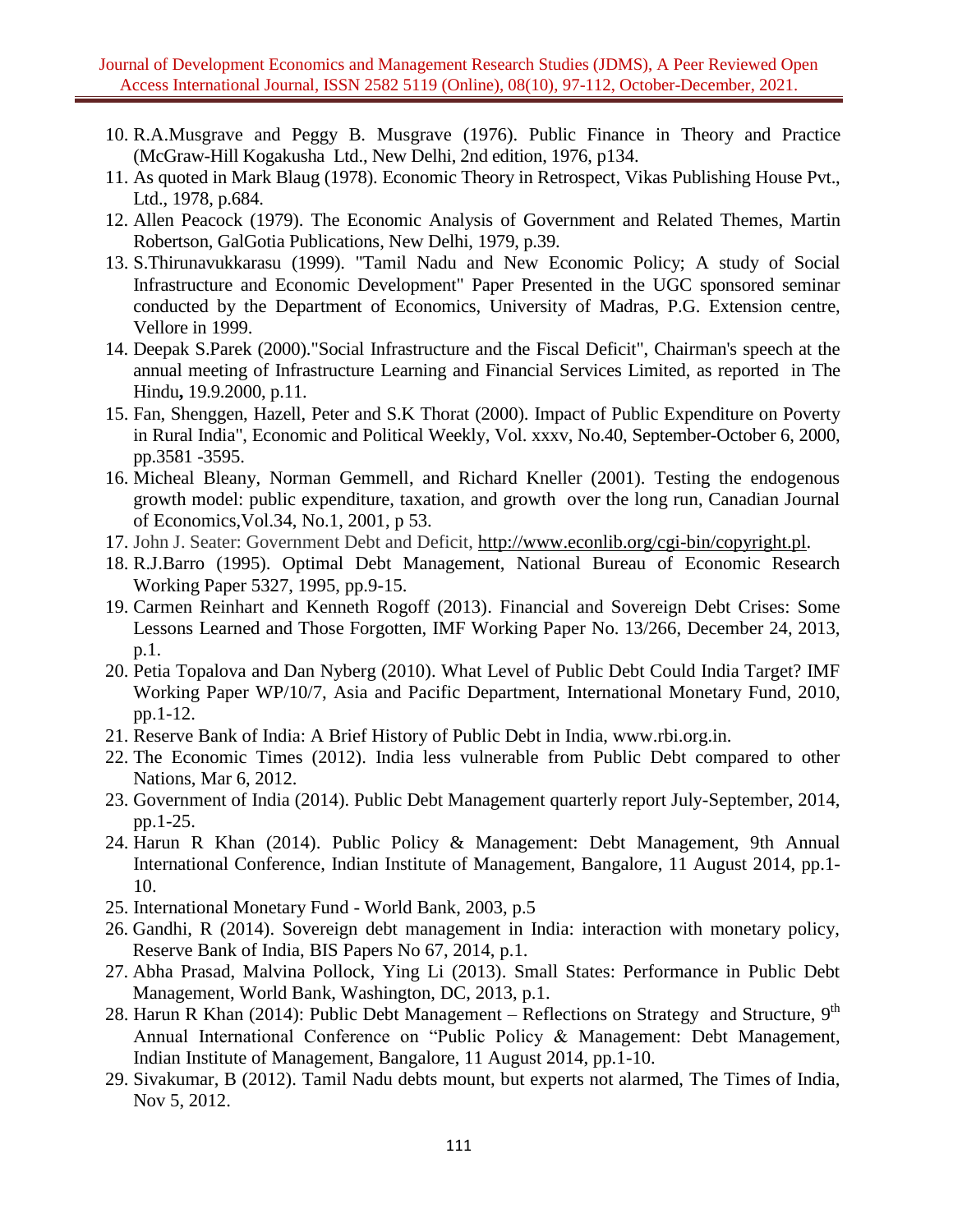10. R.A.Musgrave and Peggy B. Musgrave (1976). Public Finance in Theory and Practice (McGraw-Hill Kogakusha Ltd., New Delhi, 2nd edition, 1976, p134.
11. As quoted in Mark Blaug (1978). Economic Theory in Retrospect, Vikas Publishing House Pvt., Ltd., 1978, p.684.
12. Allen Peacock (1979). The Economic Analysis of Government and Related Themes, Martin Robertson, GalGotia Publications, New Delhi, 1979, p.39.
13. S.Thirunavukkarasu (1999). "Tamil Nadu and New Economic Policy; A study of Social Infrastructure and Economic Development" Paper Presented in the UGC sponsored seminar conducted by the Department of Economics, University of Madras, P.G. Extension centre, Vellore in 1999.
14. Deepak S.Parek (2000)."Social Infrastructure and the Fiscal Deficit", Chairman's speech at the annual meeting of Infrastructure Learning and Financial Services Limited, as reported in The Hindu**,** 19.9.2000, p.11.
15. Fan, Shenggen, Hazell, Peter and S.K Thorat (2000). Impact of Public Expenditure on Poverty in Rural India", Economic and Political Weekly, Vol. xxxv, No.40, September-October 6, 2000, pp.3581 -3595.
16. Micheal Bleany, Norman Gemmell, and Richard Kneller (2001). Testing the endogenous growth model: public expenditure, taxation, and growth over the long run, Canadian Journal of Economics,Vol.34, No.1, 2001, p 53.
17. John J. Seater: Government Debt and Deficit, http://www.econlib.org/cgi-bin/copyright.pl.
18. R.J.Barro (1995). Optimal Debt Management, National Bureau of Economic Research Working Paper 5327, 1995, pp.9-15.
19. Carmen Reinhart and Kenneth Rogoff (2013). Financial and Sovereign Debt Crises: Some Lessons Learned and Those Forgotten, IMF Working Paper No. 13/266, December 24, 2013, p.1.
20. Petia Topalova and Dan Nyberg (2010). What Level of Public Debt Could India Target? IMF Working Paper WP/10/7, Asia and Pacific Department, International Monetary Fund, 2010, pp.1-12.
21. Reserve Bank of India: A Brief History of Public Debt in India, www.rbi.org.in.
22. The Economic Times (2012). India less vulnerable from Public Debt compared to other Nations, Mar 6, 2012.
23. Government of India (2014). Public Debt Management quarterly report July-September, 2014, pp.1-25.
24. Harun R Khan (2014). Public Policy & Management: Debt Management, 9th Annual International Conference, Indian Institute of Management, Bangalore, 11 August 2014, pp.1-10.
25. International Monetary Fund - World Bank, 2003, p.5
26. Gandhi, R (2014). Sovereign debt management in India: interaction with monetary policy, Reserve Bank of India, BIS Papers No 67, 2014, p.1.
27. Abha Prasad, Malvina Pollock, Ying Li (2013). Small States: Performance in Public Debt Management, World Bank, Washington, DC, 2013, p.1.
28. Harun R Khan (2014): Public Debt Management – Reflections on Strategy and Structure, 9th Annual International Conference on "Public Policy & Management: Debt Management, Indian Institute of Management, Bangalore, 11 August 2014, pp.1-10.
29. Sivakumar, B (2012). Tamil Nadu debts mount, but experts not alarmed, The Times of India, Nov 5, 2012.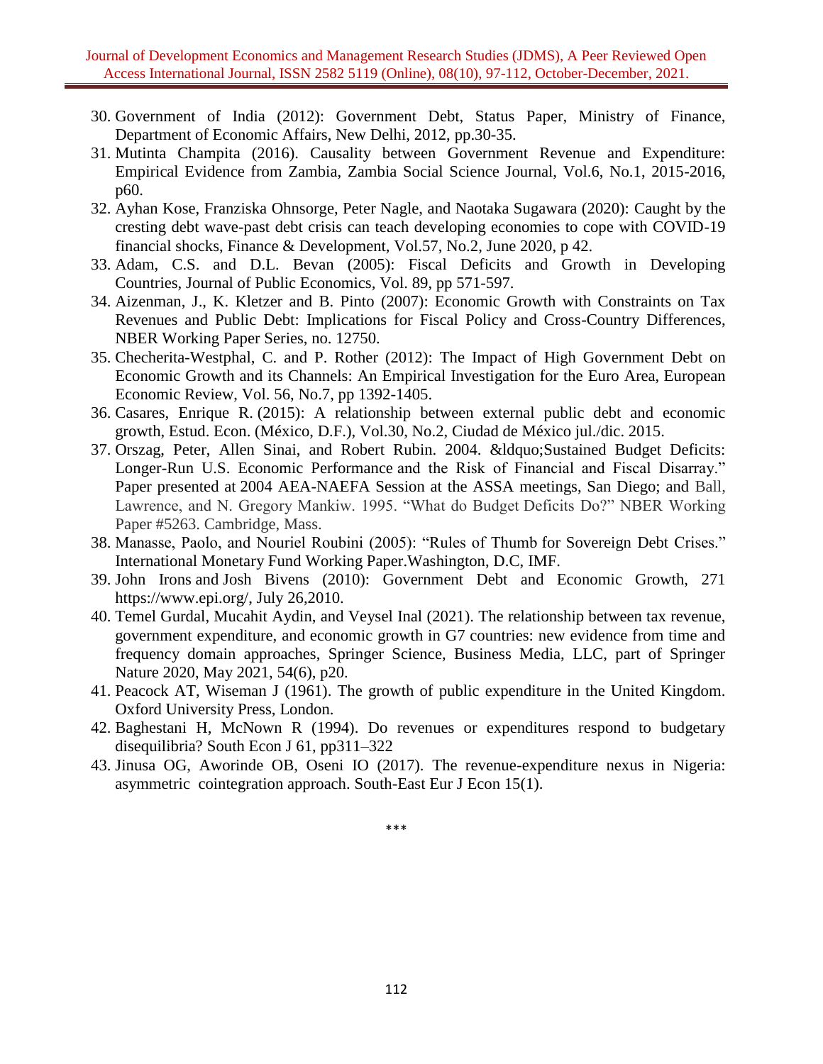30. Government of India (2012): Government Debt, Status Paper, Ministry of Finance, Department of Economic Affairs, New Delhi, 2012, pp.30-35.
31. Mutinta Champita (2016). Causality between Government Revenue and Expenditure: Empirical Evidence from Zambia, Zambia Social Science Journal, Vol.6, No.1, 2015-2016, p60.
32. Ayhan Kose, Franziska Ohnsorge, Peter Nagle, and Naotaka Sugawara (2020): Caught by the cresting debt wave-past debt crisis can teach developing economies to cope with COVID-19 financial shocks, Finance & Development, Vol.57, No.2, June 2020, p 42.
33. Adam, C.S. and D.L. Bevan (2005): Fiscal Deficits and Growth in Developing Countries, Journal of Public Economics, Vol. 89, pp 571-597.
34. Aizenman, J., K. Kletzer and B. Pinto (2007): Economic Growth with Constraints on Tax Revenues and Public Debt: Implications for Fiscal Policy and Cross-Country Differences, NBER Working Paper Series, no. 12750.
35. Checherita-Westphal, C. and P. Rother (2012): The Impact of High Government Debt on Economic Growth and its Channels: An Empirical Investigation for the Euro Area, European Economic Review, Vol. 56, No.7, pp 1392-1405.
36. Casares, Enrique R. (2015): A relationship between external public debt and economic growth, Estud. Econ. (México, D.F.), Vol.30, No.2, Ciudad de México jul./dic. 2015.
37. Orszag, Peter, Allen Sinai, and Robert Rubin. 2004. &ldquo;Sustained Budget Deficits: Longer-Run U.S. Economic Performance and the Risk of Financial and Fiscal Disarray." Paper presented at 2004 AEA-NAEFA Session at the ASSA meetings, San Diego; and Ball, Lawrence, and N. Gregory Mankiw. 1995. "What do Budget Deficits Do?" NBER Working Paper #5263. Cambridge, Mass.
38. Manasse, Paolo, and Nouriel Roubini (2005): "Rules of Thumb for Sovereign Debt Crises." International Monetary Fund Working Paper.Washington, D.C, IMF.
39. John Irons and Josh Bivens (2010): Government Debt and Economic Growth, 271 https://www.epi.org/, July 26,2010.
40. Temel Gurdal, Mucahit Aydin, and Veysel Inal (2021). The relationship between tax revenue, government expenditure, and economic growth in G7 countries: new evidence from time and frequency domain approaches, Springer Science, Business Media, LLC, part of Springer Nature 2020, May 2021, 54(6), p20.
41. Peacock AT, Wiseman J (1961). The growth of public expenditure in the United Kingdom. Oxford University Press, London.
42. Baghestani H, McNown R (1994). Do revenues or expenditures respond to budgetary disequilibria? South Econ J 61, pp311–322
43. Jinusa OG, Aworinde OB, Oseni IO (2017). The revenue-expenditure nexus in Nigeria: asymmetric cointegration approach. South-East Eur J Econ 15(1).

\*\*\*